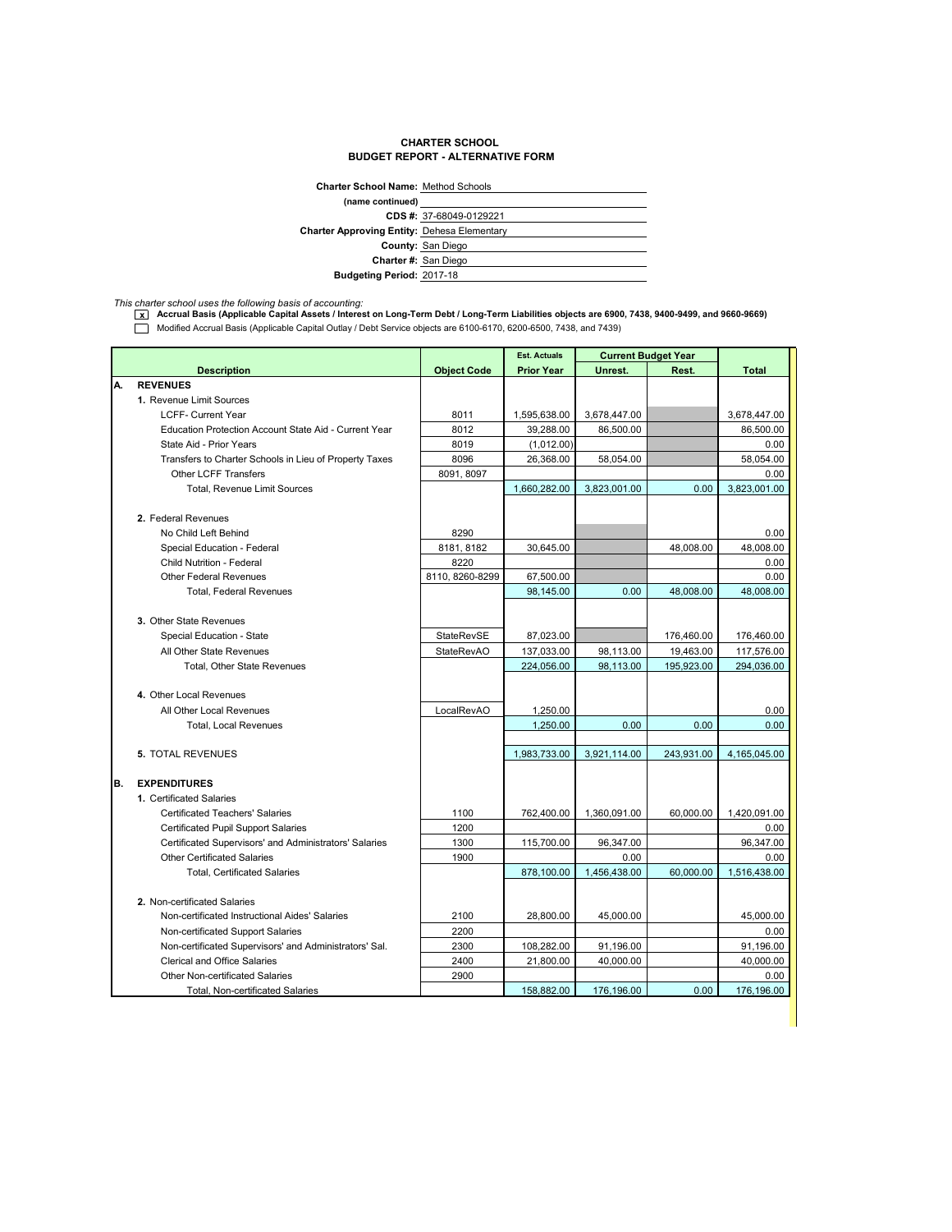# CHARTER SCHOOL
## BUDGET REPORT - ALTERNATIVE FORM

**Charter School Name:** Method Schools
**(name continued)**
**CDS #:** 37-68049-0129221
**Charter Approving Entity:** Dehesa Elementary
**County:** San Diego
**Charter #:** San Diego
**Budgeting Period:** 2017-18

*This charter school uses the following basis of accounting:*

- [x] **Accrual Basis (Applicable Capital Assets / Interest on Long-Term Debt / Long-Term Liabilities objects are 6900, 7438, 9400-9499, and 9660-9669)**
- [ ] Modified Accrual Basis (Applicable Capital Outlay / Debt Service objects are 6100-6170, 6200-6500, 7438, and 7439)

| | Description | Object Code | Est. Actuals | Current Budget Year | | Total |
|---|---|---|---|---|---|---|
| | | | Prior Year | Unrest. | Rest. | |
| **A.** | **REVENUES** | | | | | |
| | **1.** Revenue Limit Sources | | | | | |
| | LCFF- Current Year | 8011 | 1,595,638.00 | 3,678,447.00 | | 3,678,447.00 |
| | Education Protection Account State Aid - Current Year | 8012 | 39,288.00 | 86,500.00 | | 86,500.00 |
| | State Aid - Prior Years | 8019 | (1,012.00) | | | 0.00 |
| | Transfers to Charter Schools in Lieu of Property Taxes | 8096 | 26,368.00 | 58,054.00 | | 58,054.00 |
| | Other LCFF Transfers | 8091, 8097 | | | | 0.00 |
| | Total, Revenue Limit Sources | | 1,660,282.00 | 3,823,001.00 | 0.00 | 3,823,001.00 |
| | **2.** Federal Revenues | | | | | |
| | No Child Left Behind | 8290 | | | | 0.00 |
| | Special Education - Federal | 8181, 8182 | 30,645.00 | | 48,008.00 | 48,008.00 |
| | Child Nutrition - Federal | 8220 | | | | 0.00 |
| | Other Federal Revenues | 8110, 8260-8299 | 67,500.00 | | | 0.00 |
| | Total, Federal Revenues | | 98,145.00 | 0.00 | 48,008.00 | 48,008.00 |
| | **3.** Other State Revenues | | | | | |
| | Special Education - State | StateRevSE | 87,023.00 | | 176,460.00 | 176,460.00 |
| | All Other State Revenues | StateRevAO | 137,033.00 | 98,113.00 | 19,463.00 | 117,576.00 |
| | Total, Other State Revenues | | 224,056.00 | 98,113.00 | 195,923.00 | 294,036.00 |
| | **4.** Other Local Revenues | | | | | |
| | All Other Local Revenues | LocalRevAO | 1,250.00 | | | 0.00 |
| | Total, Local Revenues | | 1,250.00 | 0.00 | 0.00 | 0.00 |
| | **5.** TOTAL REVENUES | | 1,983,733.00 | 3,921,114.00 | 243,931.00 | 4,165,045.00 |
| **B.** | **EXPENDITURES** | | | | | |
| | **1.** Certificated Salaries | | | | | |
| | Certificated Teachers' Salaries | 1100 | 762,400.00 | 1,360,091.00 | 60,000.00 | 1,420,091.00 |
| | Certificated Pupil Support Salaries | 1200 | | | | 0.00 |
| | Certificated Supervisors' and Administrators' Salaries | 1300 | 115,700.00 | 96,347.00 | | 96,347.00 |
| | Other Certificated Salaries | 1900 | | 0.00 | | 0.00 |
| | Total, Certificated Salaries | | 878,100.00 | 1,456,438.00 | 60,000.00 | 1,516,438.00 |
| | **2.** Non-certificated Salaries | | | | | |
| | Non-certificated Instructional Aides' Salaries | 2100 | 28,800.00 | 45,000.00 | | 45,000.00 |
| | Non-certificated Support Salaries | 2200 | | | | 0.00 |
| | Non-certificated Supervisors' and Administrators' Sal. | 2300 | 108,282.00 | 91,196.00 | | 91,196.00 |
| | Clerical and Office Salaries | 2400 | 21,800.00 | 40,000.00 | | 40,000.00 |
| | Other Non-certificated Salaries | 2900 | | | | 0.00 |
| | Total, Non-certificated Salaries | | 158,882.00 | 176,196.00 | 0.00 | 176,196.00 |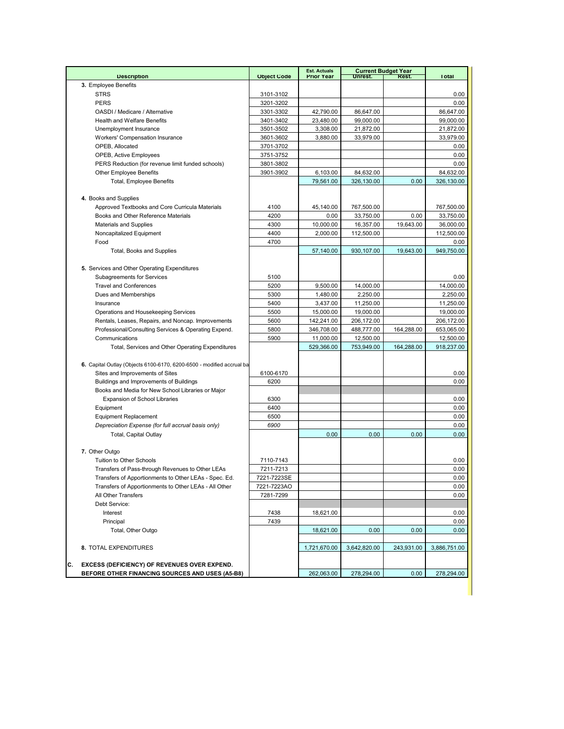| Description | Object Code | Est. Actuals Prior Year | Current Budget Year Unrest. | Rest. | Total |
|---|---|---|---|---|---|
| **3.** Employee Benefits | | | | | |
| STRS | 3101-3102 | | | | 0.00 |
| PERS | 3201-3202 | | | | 0.00 |
| OASDI / Medicare / Alternative | 3301-3302 | 42,790.00 | 86,647.00 | | 86,647.00 |
| Health and Welfare Benefits | 3401-3402 | 23,480.00 | 99,000.00 | | 99,000.00 |
| Unemployment Insurance | 3501-3502 | 3,308.00 | 21,872.00 | | 21,872.00 |
| Workers' Compensation Insurance | 3601-3602 | 3,880.00 | 33,979.00 | | 33,979.00 |
| OPEB, Allocated | 3701-3702 | | | | 0.00 |
| OPEB, Active Employees | 3751-3752 | | | | 0.00 |
| PERS Reduction (for revenue limit funded schools) | 3801-3802 | | | | 0.00 |
| Other Employee Benefits | 3901-3902 | 6,103.00 | 84,632.00 | | 84,632.00 |
| Total, Employee Benefits | | 79,561.00 | 326,130.00 | 0.00 | 326,130.00 |
| **4.** Books and Supplies | | | | | |
| Approved Textbooks and Core Curricula Materials | 4100 | 45,140.00 | 767,500.00 | | 767,500.00 |
| Books and Other Reference Materials | 4200 | 0.00 | 33,750.00 | 0.00 | 33,750.00 |
| Materials and Supplies | 4300 | 10,000.00 | 16,357.00 | 19,643.00 | 36,000.00 |
| Noncapitalized Equipment | 4400 | 2,000.00 | 112,500.00 | | 112,500.00 |
| Food | 4700 | | | | 0.00 |
| Total, Books and Supplies | | 57,140.00 | 930,107.00 | 19,643.00 | 949,750.00 |
| **5.** Services and Other Operating Expenditures | | | | | |
| Subagreements for Services | 5100 | | | | 0.00 |
| Travel and Conferences | 5200 | 9,500.00 | 14,000.00 | | 14,000.00 |
| Dues and Memberships | 5300 | 1,480.00 | 2,250.00 | | 2,250.00 |
| Insurance | 5400 | 3,437.00 | 11,250.00 | | 11,250.00 |
| Operations and Housekeeping Services | 5500 | 15,000.00 | 19,000.00 | | 19,000.00 |
| Rentals, Leases, Repairs, and Noncap. Improvements | 5600 | 142,241.00 | 206,172.00 | | 206,172.00 |
| Professional/Consulting Services & Operating Expend. | 5800 | 346,708.00 | 488,777.00 | 164,288.00 | 653,065.00 |
| Communications | 5900 | 11,000.00 | 12,500.00 | | 12,500.00 |
| Total, Services and Other Operating Expenditures | | 529,366.00 | 753,949.00 | 164,288.00 | 918,237.00 |
| **6.** Capital Outlay (Objects 6100-6170, 6200-6500 - modified accrual ba | | | | | |
| Sites and Improvements of Sites | 6100-6170 | | | | 0.00 |
| Buildings and Improvements of Buildings | 6200 | | | | 0.00 |
| Books and Media for New School Libraries or Major Expansion of School Libraries | 6300 | | | | 0.00 |
| Equipment | 6400 | | | | 0.00 |
| Equipment Replacement | 6500 | | | | 0.00 |
| *Depreciation Expense (for full accrual basis only)* | *6900* | | | | 0.00 |
| Total, Capital Outlay | | 0.00 | 0.00 | 0.00 | 0.00 |
| **7.** Other Outgo | | | | | |
| Tuition to Other Schools | 7110-7143 | | | | 0.00 |
| Transfers of Pass-through Revenues to Other LEAs | 7211-7213 | | | | 0.00 |
| Transfers of Apportionments to Other LEAs - Spec. Ed. | 7221-7223SE | | | | 0.00 |
| Transfers of Apportionments to Other LEAs - All Other | 7221-7223AO | | | | 0.00 |
| All Other Transfers | 7281-7299 | | | | 0.00 |
| Debt Service: | | | | | |
| Interest | 7438 | 18,621.00 | | | 0.00 |
| Principal | 7439 | | | | 0.00 |
| Total, Other Outgo | | 18,621.00 | 0.00 | 0.00 | 0.00 |
| **8.** TOTAL EXPENDITURES | | 1,721,670.00 | 3,642,820.00 | 243,931.00 | 3,886,751.00 |
| **C. EXCESS (DEFICIENCY) OF REVENUES OVER EXPEND. BEFORE OTHER FINANCING SOURCES AND USES (A5-B8)** | | 262,063.00 | 278,294.00 | 0.00 | 278,294.00 |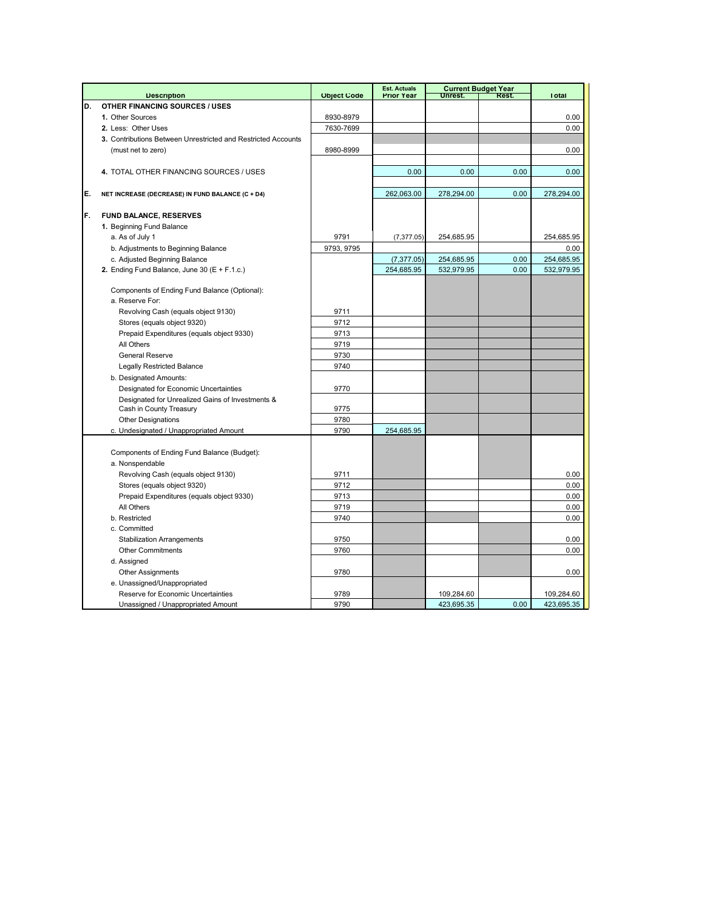| | Description | Object Code | Est. Actuals Prior Year | Current Budget Year Unrest. | Current Budget Year Rest. | Total |
|---|---|---|---|---|---|---|
| D. | **OTHER FINANCING SOURCES / USES** | | | | | |
| | **1.** Other Sources | 8930-8979 | | | | 0.00 |
| | **2.** Less: Other Uses | 7630-7699 | | | | 0.00 |
| | **3.** Contributions Between Unrestricted and Restricted Accounts (must net to zero) | 8980-8999 | | | | 0.00 |
| | **4.** TOTAL OTHER FINANCING SOURCES / USES | | 0.00 | 0.00 | 0.00 | 0.00 |
| E. | **NET INCREASE (DECREASE) IN FUND BALANCE (C + D4)** | | 262,063.00 | 278,294.00 | 0.00 | 278,294.00 |
| F. | **FUND BALANCE, RESERVES** | | | | | |
| | **1.** Beginning Fund Balance | | | | | |
| | a. As of July 1 | 9791 | (7,377.05) | 254,685.95 | | 254,685.95 |
| | b. Adjustments to Beginning Balance | 9793, 9795 | | | | 0.00 |
| | c. Adjusted Beginning Balance | | (7,377.05) | 254,685.95 | 0.00 | 254,685.95 |
| | **2.** Ending Fund Balance, June 30 (E + F.1.c.) | | 254,685.95 | 532,979.95 | 0.00 | 532,979.95 |
| | Components of Ending Fund Balance (Optional): | | | | | |
| | a. Reserve For: | | | | | |
| | Revolving Cash (equals object 9130) | 9711 | | | | |
| | Stores (equals object 9320) | 9712 | | | | |
| | Prepaid Expenditures (equals object 9330) | 9713 | | | | |
| | All Others | 9719 | | | | |
| | General Reserve | 9730 | | | | |
| | Legally Restricted Balance | 9740 | | | | |
| | b. Designated Amounts: | | | | | |
| | Designated for Economic Uncertainties | 9770 | | | | |
| | Designated for Unrealized Gains of Investments & Cash in County Treasury | 9775 | | | | |
| | Other Designations | 9780 | | | | |
| | c. Undesignated / Unappropriated Amount | 9790 | 254,685.95 | | | |
| | Components of Ending Fund Balance (Budget): | | | | | |
| | a. Nonspendable | | | | | |
| | Revolving Cash (equals object 9130) | 9711 | | | | 0.00 |
| | Stores (equals object 9320) | 9712 | | | | 0.00 |
| | Prepaid Expenditures (equals object 9330) | 9713 | | | | 0.00 |
| | All Others | 9719 | | | | 0.00 |
| | b. Restricted | 9740 | | | | 0.00 |
| | c. Committed | | | | | |
| | Stabilization Arrangements | 9750 | | | | 0.00 |
| | Other Commitments | 9760 | | | | 0.00 |
| | d. Assigned | | | | | |
| | Other Assignments | 9780 | | | | 0.00 |
| | e. Unassigned/Unappropriated | | | | | |
| | Reserve for Economic Uncertainties | 9789 | | 109,284.60 | | 109,284.60 |
| | Unassigned / Unappropriated Amount | 9790 | | 423,695.35 | 0.00 | 423,695.35 |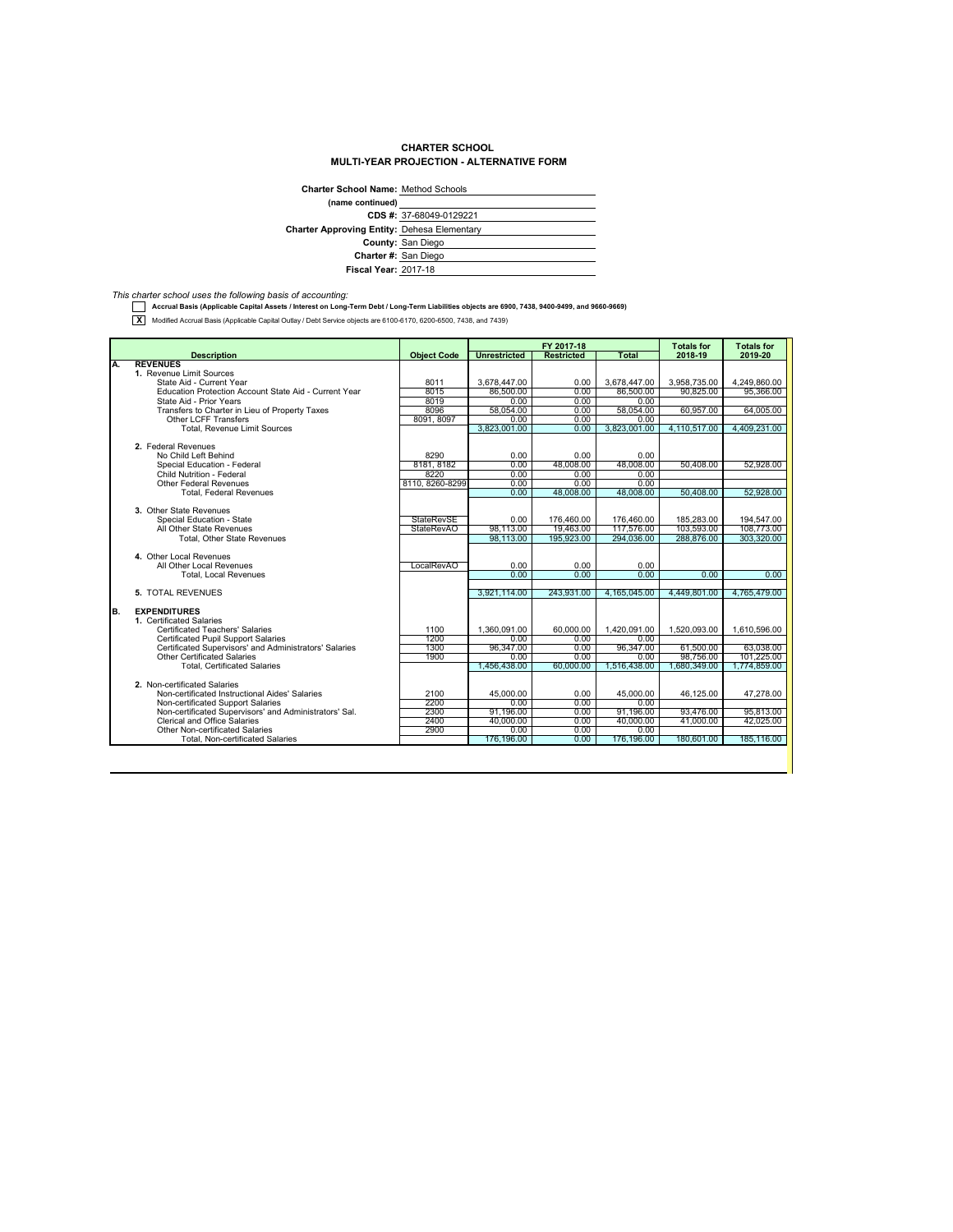**CHARTER SCHOOL**
**MULTI-YEAR PROJECTION - ALTERNATIVE FORM**

**Charter School Name:** Method Schools
**(name continued)**
**CDS #:** 37-68049-0129221
**Charter Approving Entity:** Dehesa Elementary
**County:** San Diego
**Charter #:** San Diego
**Fiscal Year:** 2017-18

*This charter school uses the following basis of accounting:*

[ ] **Accrual Basis (Applicable Capital Assets / Interest on Long-Term Debt / Long-Term Liabilities objects are 6900, 7438, 9400-9499, and 9660-9669)**

[X] Modified Accrual Basis (Applicable Capital Outlay / Debt Service objects are 6100-6170, 6200-6500, 7438, and 7439)

| | Description | Object Code | FY 2017-18 Unrestricted | FY 2017-18 Restricted | FY 2017-18 Total | Totals for 2018-19 | Totals for 2019-20 |
|---|---|---|---|---|---|---|---|
| **A.** | **REVENUES** | | | | | | |
| | **1.** Revenue Limit Sources | | | | | | |
| | State Aid - Current Year | 8011 | 3,678,447.00 | 0.00 | 3,678,447.00 | 3,958,735.00 | 4,249,860.00 |
| | Education Protection Account State Aid - Current Year | 8015 | 86,500.00 | 0.00 | 86,500.00 | 90,825.00 | 95,366.00 |
| | State Aid - Prior Years | 8019 | 0.00 | 0.00 | 0.00 | | |
| | Transfers to Charter in Lieu of Property Taxes | 8096 | 58,054.00 | 0.00 | 58,054.00 | 60,957.00 | 64,005.00 |
| | Other LCFF Transfers | 8091, 8097 | 0.00 | 0.00 | 0.00 | | |
| | Total, Revenue Limit Sources | | 3,823,001.00 | 0.00 | 3,823,001.00 | 4,110,517.00 | 4,409,231.00 |
| | **2.** Federal Revenues | | | | | | |
| | No Child Left Behind | 8290 | 0.00 | 0.00 | 0.00 | | |
| | Special Education - Federal | 8181, 8182 | 0.00 | 48,008.00 | 48,008.00 | 50,408.00 | 52,928.00 |
| | Child Nutrition - Federal | 8220 | 0.00 | 0.00 | 0.00 | | |
| | Other Federal Revenues | 8110, 8260-8299 | 0.00 | 0.00 | 0.00 | | |
| | Total, Federal Revenues | | 0.00 | 48,008.00 | 48,008.00 | 50,408.00 | 52,928.00 |
| | **3.** Other State Revenues | | | | | | |
| | Special Education - State | StateRevSE | 0.00 | 176,460.00 | 176,460.00 | 185,283.00 | 194,547.00 |
| | All Other State Revenues | StateRevAO | 98,113.00 | 19,463.00 | 117,576.00 | 103,593.00 | 108,773.00 |
| | Total, Other State Revenues | | 98,113.00 | 195,923.00 | 294,036.00 | 288,876.00 | 303,320.00 |
| | **4.** Other Local Revenues | | | | | | |
| | All Other Local Revenues | LocalRevAO | 0.00 | 0.00 | 0.00 | | |
| | Total, Local Revenues | | 0.00 | 0.00 | 0.00 | 0.00 | 0.00 |
| | **5.** TOTAL REVENUES | | 3,921,114.00 | 243,931.00 | 4,165,045.00 | 4,449,801.00 | 4,765,479.00 |
| **B.** | **EXPENDITURES** | | | | | | |
| | **1.** Certificated Salaries | | | | | | |
| | Certificated Teachers' Salaries | 1100 | 1,360,091.00 | 60,000.00 | 1,420,091.00 | 1,520,093.00 | 1,610,596.00 |
| | Certificated Pupil Support Salaries | 1200 | 0.00 | 0.00 | 0.00 | | |
| | Certificated Supervisors' and Administrators' Salaries | 1300 | 96,347.00 | 0.00 | 96,347.00 | 61,500.00 | 63,038.00 |
| | Other Certificated Salaries | 1900 | 0.00 | 0.00 | 0.00 | 98,756.00 | 101,225.00 |
| | Total, Certificated Salaries | | 1,456,438.00 | 60,000.00 | 1,516,438.00 | 1,680,349.00 | 1,774,859.00 |
| | **2.** Non-certificated Salaries | | | | | | |
| | Non-certificated Instructional Aides' Salaries | 2100 | 45,000.00 | 0.00 | 45,000.00 | 46,125.00 | 47,278.00 |
| | Non-certificated Support Salaries | 2200 | 0.00 | 0.00 | 0.00 | | |
| | Non-certificated Supervisors' and Administrators' Sal. | 2300 | 91,196.00 | 0.00 | 91,196.00 | 93,476.00 | 95,813.00 |
| | Clerical and Office Salaries | 2400 | 40,000.00 | 0.00 | 40,000.00 | 41,000.00 | 42,025.00 |
| | Other Non-certificated Salaries | 2900 | 0.00 | 0.00 | 0.00 | | |
| | Total, Non-certificated Salaries | | 176,196.00 | 0.00 | 176,196.00 | 180,601.00 | 185,116.00 |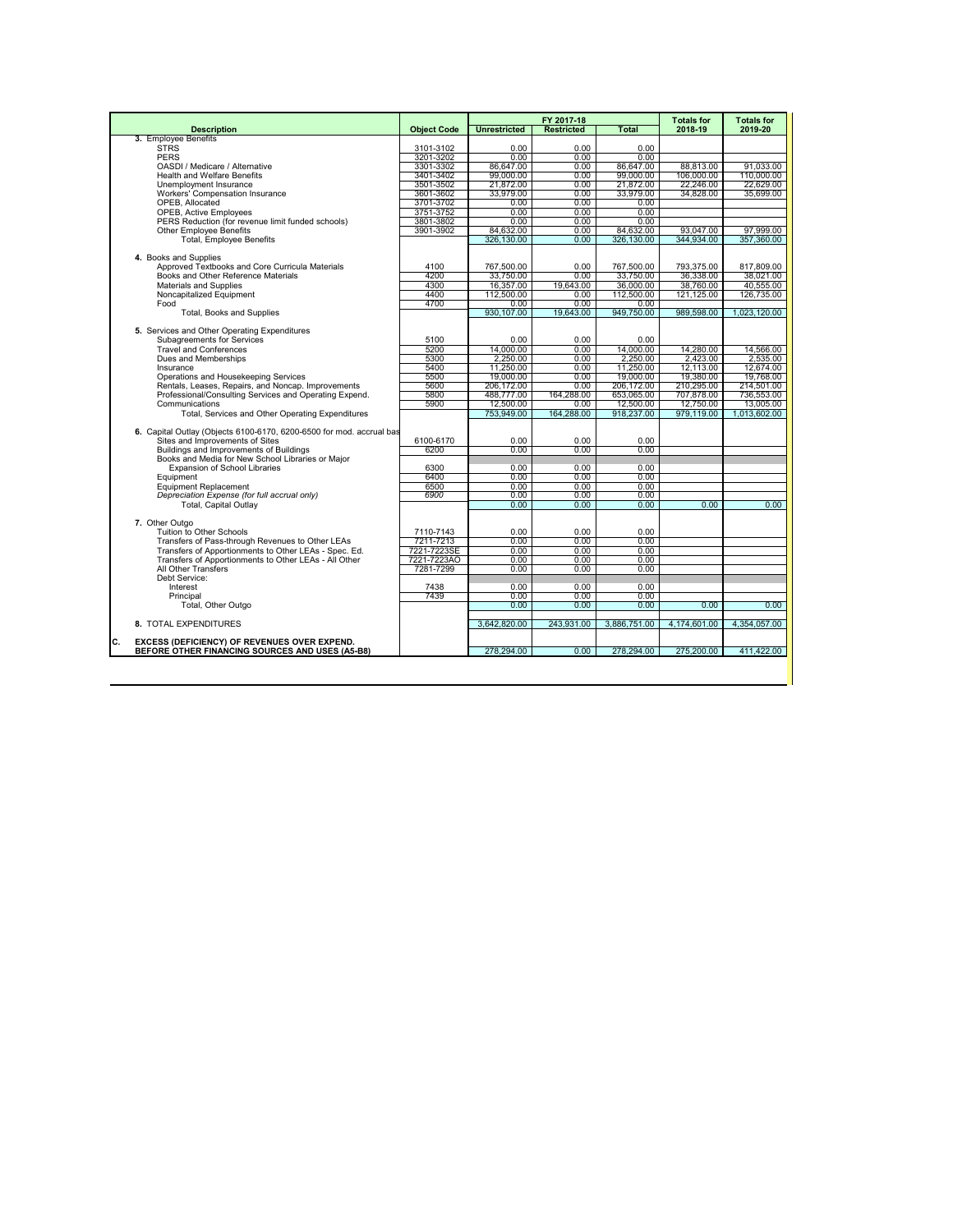| Description | Object Code | FY 2017-18 Unrestricted | FY 2017-18 Restricted | FY 2017-18 Total | Totals for 2018-19 | Totals for 2019-20 |
|---|---|---|---|---|---|---|
| **3.** Employee Benefits | | | | | | |
| STRS | 3101-3102 | 0.00 | 0.00 | 0.00 | | |
| PERS | 3201-3202 | 0.00 | 0.00 | 0.00 | | |
| OASDI / Medicare / Alternative | 3301-3302 | 86,647.00 | 0.00 | 86,647.00 | 88,813.00 | 91,033.00 |
| Health and Welfare Benefits | 3401-3402 | 99,000.00 | 0.00 | 99,000.00 | 106,000.00 | 110,000.00 |
| Unemployment Insurance | 3501-3502 | 21,872.00 | 0.00 | 21,872.00 | 22,246.00 | 22,629.00 |
| Workers' Compensation Insurance | 3601-3602 | 33,979.00 | 0.00 | 33,979.00 | 34,828.00 | 35,699.00 |
| OPEB, Allocated | 3701-3702 | 0.00 | 0.00 | 0.00 | | |
| OPEB, Active Employees | 3751-3752 | 0.00 | 0.00 | 0.00 | | |
| PERS Reduction (for revenue limit funded schools) | 3801-3802 | 0.00 | 0.00 | 0.00 | | |
| Other Employee Benefits | 3901-3902 | 84,632.00 | 0.00 | 84,632.00 | 93,047.00 | 97,999.00 |
| Total, Employee Benefits | | 326,130.00 | 0.00 | 326,130.00 | 344,934.00 | 357,360.00 |
| **4.** Books and Supplies | | | | | | |
| Approved Textbooks and Core Curricula Materials | 4100 | 767,500.00 | 0.00 | 767,500.00 | 793,375.00 | 817,809.00 |
| Books and Other Reference Materials | 4200 | 33,750.00 | 0.00 | 33,750.00 | 36,338.00 | 38,021.00 |
| Materials and Supplies | 4300 | 16,357.00 | 19,643.00 | 36,000.00 | 38,760.00 | 40,555.00 |
| Noncapitalized Equipment | 4400 | 112,500.00 | 0.00 | 112,500.00 | 121,125.00 | 126,735.00 |
| Food | 4700 | 0.00 | 0.00 | 0.00 | | |
| Total, Books and Supplies | | 930,107.00 | 19,643.00 | 949,750.00 | 989,598.00 | 1,023,120.00 |
| **5.** Services and Other Operating Expenditures | | | | | | |
| Subagreements for Services | 5100 | 0.00 | 0.00 | 0.00 | | |
| Travel and Conferences | 5200 | 14,000.00 | 0.00 | 14,000.00 | 14,280.00 | 14,566.00 |
| Dues and Memberships | 5300 | 2,250.00 | 0.00 | 2,250.00 | 2,423.00 | 2,535.00 |
| Insurance | 5400 | 11,250.00 | 0.00 | 11,250.00 | 12,113.00 | 12,674.00 |
| Operations and Housekeeping Services | 5500 | 19,000.00 | 0.00 | 19,000.00 | 19,380.00 | 19,768.00 |
| Rentals, Leases, Repairs, and Noncap. Improvements | 5600 | 206,172.00 | 0.00 | 206,172.00 | 210,295.00 | 214,501.00 |
| Professional/Consulting Services and Operating Expend. | 5800 | 488,777.00 | 164,288.00 | 653,065.00 | 707,878.00 | 736,553.00 |
| Communications | 5900 | 12,500.00 | 0.00 | 12,500.00 | 12,750.00 | 13,005.00 |
| Total, Services and Other Operating Expenditures | | 753,949.00 | 164,288.00 | 918,237.00 | 979,119.00 | 1,013,602.00 |
| **6.** Capital Outlay (Objects 6100-6170, 6200-6500 for mod. accrual bas | | | | | | |
| Sites and Improvements of Sites | 6100-6170 | 0.00 | 0.00 | 0.00 | | |
| Buildings and Improvements of Buildings | 6200 | 0.00 | 0.00 | 0.00 | | |
| Books and Media for New School Libraries or Major Expansion of School Libraries | 6300 | 0.00 | 0.00 | 0.00 | | |
| Equipment | 6400 | 0.00 | 0.00 | 0.00 | | |
| Equipment Replacement | 6500 | 0.00 | 0.00 | 0.00 | | |
| *Depreciation Expense (for full accrual only)* | *6900* | 0.00 | 0.00 | 0.00 | | |
| Total, Capital Outlay | | 0.00 | 0.00 | 0.00 | 0.00 | 0.00 |
| **7.** Other Outgo | | | | | | |
| Tuition to Other Schools | 7110-7143 | 0.00 | 0.00 | 0.00 | | |
| Transfers of Pass-through Revenues to Other LEAs | 7211-7213 | 0.00 | 0.00 | 0.00 | | |
| Transfers of Apportionments to Other LEAs - Spec. Ed. | 7221-7223SE | 0.00 | 0.00 | 0.00 | | |
| Transfers of Apportionments to Other LEAs - All Other | 7221-7223AO | 0.00 | 0.00 | 0.00 | | |
| All Other Transfers | 7281-7299 | 0.00 | 0.00 | 0.00 | | |
| Debt Service: | | | | | | |
| Interest | 7438 | 0.00 | 0.00 | 0.00 | | |
| Principal | 7439 | 0.00 | 0.00 | 0.00 | | |
| Total, Other Outgo | | 0.00 | 0.00 | 0.00 | 0.00 | 0.00 |
| **8.** TOTAL EXPENDITURES | | 3,642,820.00 | 243,931.00 | 3,886,751.00 | 4,174,601.00 | 4,354,057.00 |
| **C. EXCESS (DEFICIENCY) OF REVENUES OVER EXPEND. BEFORE OTHER FINANCING SOURCES AND USES (A5-B8)** | | 278,294.00 | 0.00 | 278,294.00 | 275,200.00 | 411,422.00 |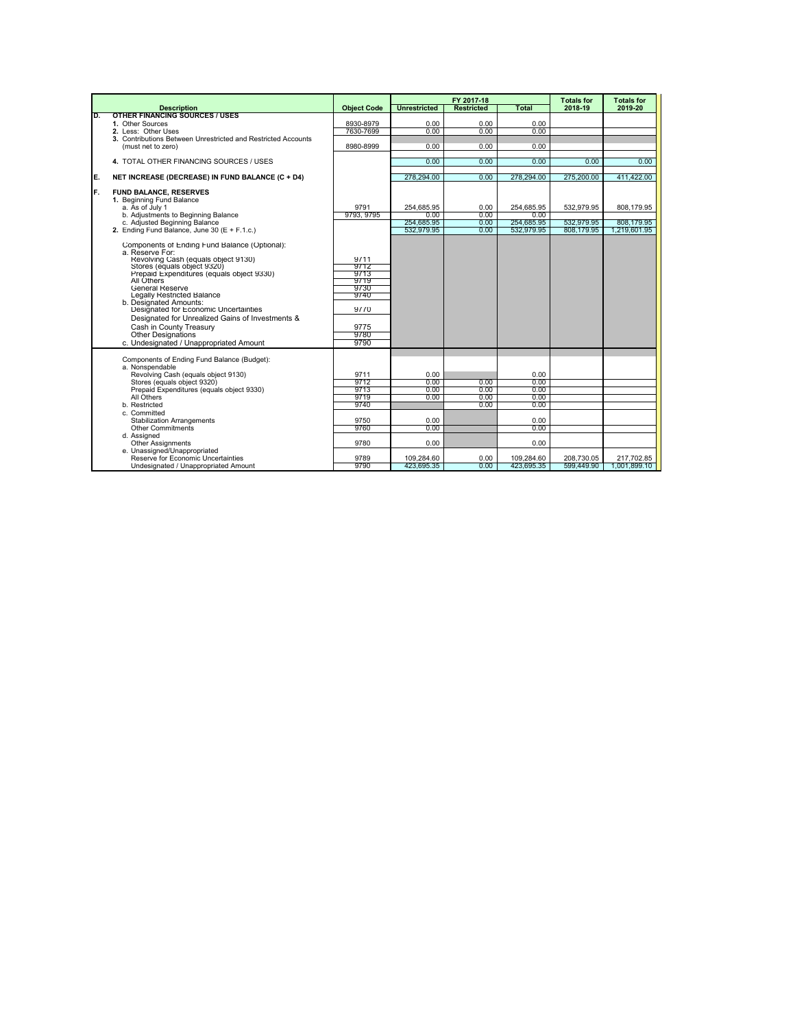| | Description | Object Code | FY 2017-18 Unrestricted | FY 2017-18 Restricted | FY 2017-18 Total | Totals for 2018-19 | Totals for 2019-20 |
|---|---|---|---|---|---|---|---|
| D. | **OTHER FINANCING SOURCES / USES** | | | | | | |
| | **1.** Other Sources | 8930-8979 | 0.00 | 0.00 | 0.00 | | |
| | **2.** Less: Other Uses | 7630-7699 | 0.00 | 0.00 | 0.00 | | |
| | **3.** Contributions Between Unrestricted and Restricted Accounts (must net to zero) | 8980-8999 | 0.00 | 0.00 | 0.00 | | |
| | **4.** TOTAL OTHER FINANCING SOURCES / USES | | 0.00 | 0.00 | 0.00 | 0.00 | 0.00 |
| E. | **NET INCREASE (DECREASE) IN FUND BALANCE (C + D4)** | | 278,294.00 | 0.00 | 278,294.00 | 275,200.00 | 411,422.00 |
| F. | **FUND BALANCE, RESERVES** | | | | | | |
| | **1.** Beginning Fund Balance | | | | | | |
| | a. As of July 1 | 9791 | 254,685.95 | 0.00 | 254,685.95 | 532,979.95 | 808,179.95 |
| | b. Adjustments to Beginning Balance | 9793, 9795 | 0.00 | 0.00 | 0.00 | | |
| | c. Adjusted Beginning Balance | | 254,685.95 | 0.00 | 254,685.95 | 532,979.95 | 808,179.95 |
| | **2.** Ending Fund Balance, June 30 (E + F.1.c.) | | 532,979.95 | 0.00 | 532,979.95 | 808,179.95 | 1,219,601.95 |
| | Components of Ending Fund Balance (Optional): | | | | | | |
| | a. Reserve For: | | | | | | |
| | Revolving Cash (equals object 9130) | 9711 | | | | | |
| | Stores (equals object 9320) | 9712 | | | | | |
| | Prepaid Expenditures (equals object 9330) | 9713 | | | | | |
| | All Others | 9719 | | | | | |
| | General Reserve | 9730 | | | | | |
| | Legally Restricted Balance | 9740 | | | | | |
| | b. Designated Amounts: | | | | | | |
| | Designated for Economic Uncertainties | 9770 | | | | | |
| | Designated for Unrealized Gains of Investments & Cash in County Treasury | 9775 | | | | | |
| | Other Designations | 9780 | | | | | |
| | c. Undesignated / Unappropriated Amount | 9790 | | | | | |
| | Components of Ending Fund Balance (Budget): | | | | | | |
| | a. Nonspendable | | | | | | |
| | Revolving Cash (equals object 9130) | 9711 | 0.00 | | 0.00 | | |
| | Stores (equals object 9320) | 9712 | 0.00 | 0.00 | 0.00 | | |
| | Prepaid Expenditures (equals object 9330) | 9713 | 0.00 | 0.00 | 0.00 | | |
| | All Others | 9719 | 0.00 | 0.00 | 0.00 | | |
| | b. Restricted | 9740 | | 0.00 | 0.00 | | |
| | c. Committed | | | | | | |
| | Stabilization Arrangements | 9750 | 0.00 | | 0.00 | | |
| | Other Commitments | 9760 | 0.00 | | 0.00 | | |
| | d. Assigned | | | | | | |
| | Other Assignments | 9780 | 0.00 | | 0.00 | | |
| | e. Unassigned/Unappropriated | | | | | | |
| | Reserve for Economic Uncertainties | 9789 | 109,284.60 | 0.00 | 109,284.60 | 208,730.05 | 217,702.85 |
| | Undesignated / Unappropriated Amount | 9790 | 423,695.35 | 0.00 | 423,695.35 | 599,449.90 | 1,001,899.10 |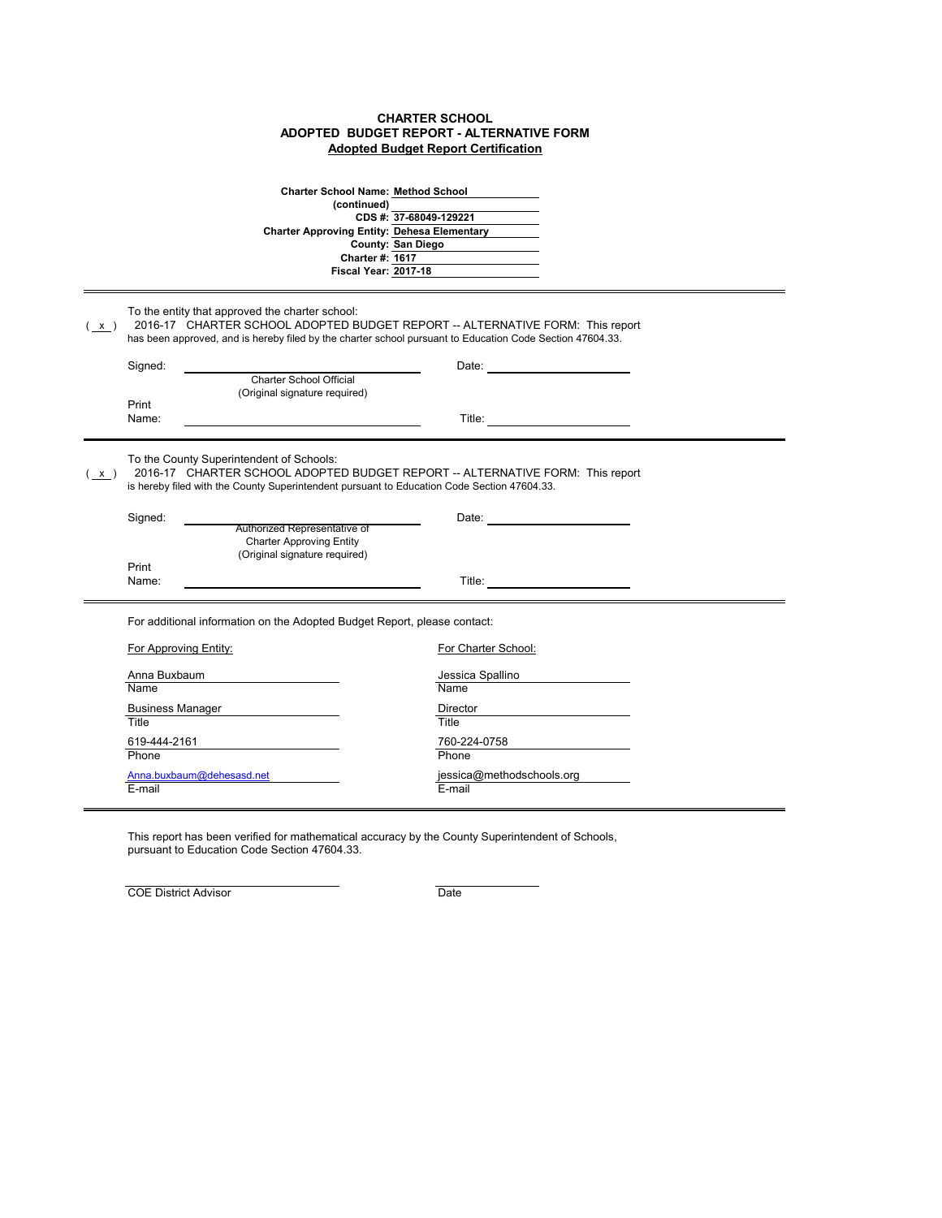# CHARTER SCHOOL
## ADOPTED BUDGET REPORT - ALTERNATIVE FORM
### Adopted Budget Report Certification

**Charter School Name:** **Method School**
**(continued)**
**CDS #:** **37-68049-129221**
**Charter Approving Entity:** **Dehesa Elementary**
**County:** **San Diego**
**Charter #:** **1617**
**Fiscal Year:** **2017-18**

---

To the entity that approved the charter school:

( x ) 2016-17 CHARTER SCHOOL ADOPTED BUDGET REPORT -- ALTERNATIVE FORM: This report has been approved, and is hereby filed by the charter school pursuant to Education Code Section 47604.33.

Signed: ______________________________ Date: ____________________
Charter School Official
(Original signature required)

Print Name: ______________________________ Title: ____________________

---

To the County Superintendent of Schools:

( x ) 2016-17 CHARTER SCHOOL ADOPTED BUDGET REPORT -- ALTERNATIVE FORM: This report is hereby filed with the County Superintendent pursuant to Education Code Section 47604.33.

Signed: ______________________________ Date: ____________________
Authorized Representative of
Charter Approving Entity
(Original signature required)

Print Name: ______________________________ Title: ____________________

---

For additional information on the Adopted Budget Report, please contact:

| For Approving Entity: | For Charter School: |
|---|---|
| Anna Buxbaum | Jessica Spallino |
| Name | Name |
| Business Manager | Director |
| Title | Title |
| 619-444-2161 | 760-224-0758 |
| Phone | Phone |
| Anna.buxbaum@dehesasd.net | jessica@methodschools.org |
| E-mail | E-mail |

---

This report has been verified for mathematical accuracy by the County Superintendent of Schools, pursuant to Education Code Section 47604.33.

______________________________ ____________________
COE District Advisor Date